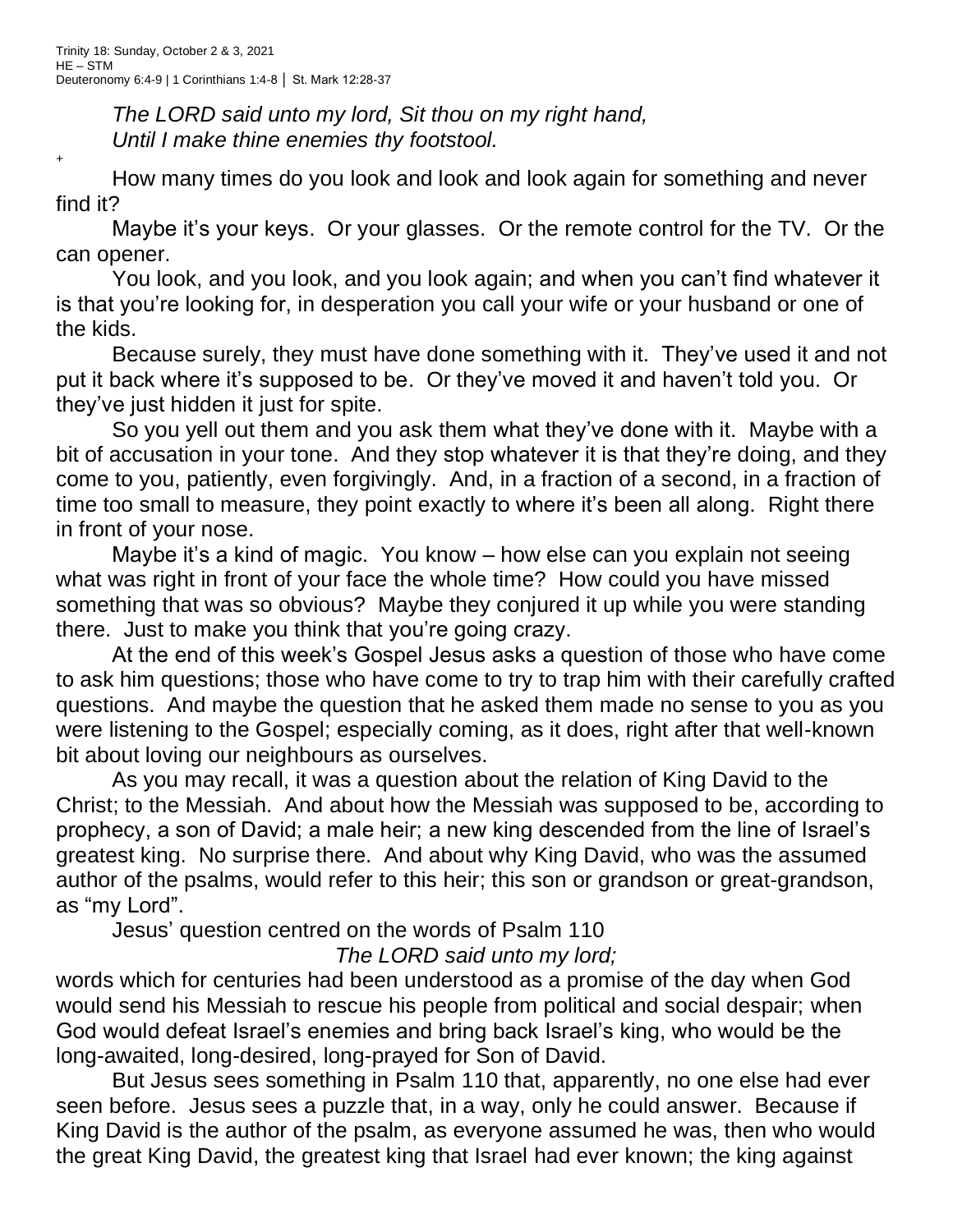Trinity 18: Sunday, October 2 & 3, 2021
HE – STM
Deuteronomy 6:4-9 | 1 Corinthians 1:4-8 │ St. Mark 12:28-37

*The LORD said unto my lord, Sit thou on my right hand,*
*Until I make thine enemies thy footstool.*

+

How many times do you look and look and look again for something and never find it?

Maybe it's your keys. Or your glasses. Or the remote control for the TV. Or the can opener.

You look, and you look, and you look again; and when you can't find whatever it is that you're looking for, in desperation you call your wife or your husband or one of the kids.

Because surely, they must have done something with it. They've used it and not put it back where it's supposed to be. Or they've moved it and haven't told you. Or they've just hidden it just for spite.

So you yell out them and you ask them what they've done with it. Maybe with a bit of accusation in your tone. And they stop whatever it is that they're doing, and they come to you, patiently, even forgivingly. And, in a fraction of a second, in a fraction of time too small to measure, they point exactly to where it's been all along. Right there in front of your nose.

Maybe it's a kind of magic. You know – how else can you explain not seeing what was right in front of your face the whole time? How could you have missed something that was so obvious? Maybe they conjured it up while you were standing there. Just to make you think that you're going crazy.

At the end of this week's Gospel Jesus asks a question of those who have come to ask him questions; those who have come to try to trap him with their carefully crafted questions. And maybe the question that he asked them made no sense to you as you were listening to the Gospel; especially coming, as it does, right after that well-known bit about loving our neighbours as ourselves.

As you may recall, it was a question about the relation of King David to the Christ; to the Messiah. And about how the Messiah was supposed to be, according to prophecy, a son of David; a male heir; a new king descended from the line of Israel's greatest king. No surprise there. And about why King David, who was the assumed author of the psalms, would refer to this heir; this son or grandson or great-grandson, as "my Lord".

Jesus' question centred on the words of Psalm 110

*The LORD said unto my lord;*

words which for centuries had been understood as a promise of the day when God would send his Messiah to rescue his people from political and social despair; when God would defeat Israel's enemies and bring back Israel's king, who would be the long-awaited, long-desired, long-prayed for Son of David.

But Jesus sees something in Psalm 110 that, apparently, no one else had ever seen before. Jesus sees a puzzle that, in a way, only he could answer. Because if King David is the author of the psalm, as everyone assumed he was, then who would the great King David, the greatest king that Israel had ever known; the king against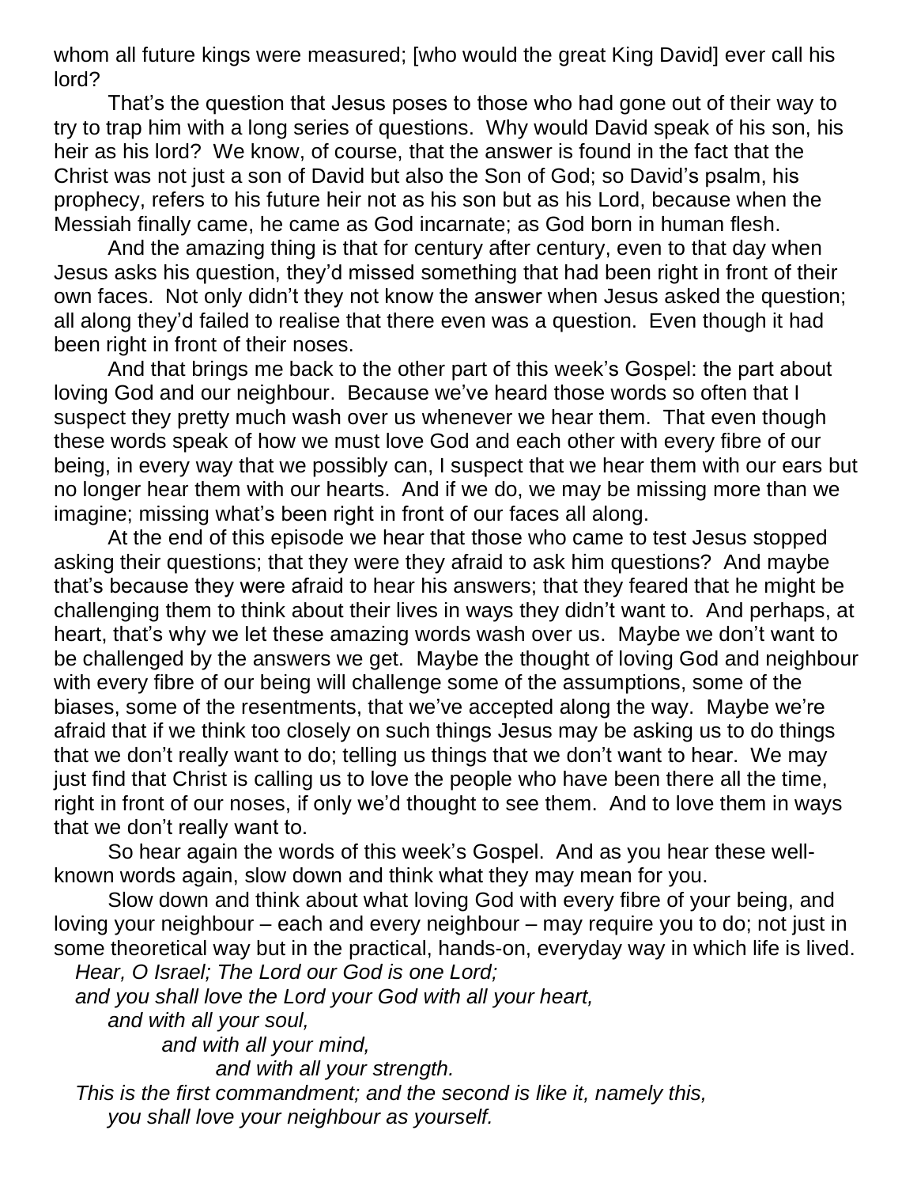whom all future kings were measured; [who would the great King David] ever call his lord?

That's the question that Jesus poses to those who had gone out of their way to try to trap him with a long series of questions. Why would David speak of his son, his heir as his lord? We know, of course, that the answer is found in the fact that the Christ was not just a son of David but also the Son of God; so David's psalm, his prophecy, refers to his future heir not as his son but as his Lord, because when the Messiah finally came, he came as God incarnate; as God born in human flesh.

And the amazing thing is that for century after century, even to that day when Jesus asks his question, they'd missed something that had been right in front of their own faces. Not only didn't they not know the answer when Jesus asked the question; all along they'd failed to realise that there even was a question. Even though it had been right in front of their noses.

And that brings me back to the other part of this week's Gospel: the part about loving God and our neighbour. Because we've heard those words so often that I suspect they pretty much wash over us whenever we hear them. That even though these words speak of how we must love God and each other with every fibre of our being, in every way that we possibly can, I suspect that we hear them with our ears but no longer hear them with our hearts. And if we do, we may be missing more than we imagine; missing what's been right in front of our faces all along.

At the end of this episode we hear that those who came to test Jesus stopped asking their questions; that they were they afraid to ask him questions? And maybe that's because they were afraid to hear his answers; that they feared that he might be challenging them to think about their lives in ways they didn't want to. And perhaps, at heart, that's why we let these amazing words wash over us. Maybe we don't want to be challenged by the answers we get. Maybe the thought of loving God and neighbour with every fibre of our being will challenge some of the assumptions, some of the biases, some of the resentments, that we've accepted along the way. Maybe we're afraid that if we think too closely on such things Jesus may be asking us to do things that we don't really want to do; telling us things that we don't want to hear. We may just find that Christ is calling us to love the people who have been there all the time, right in front of our noses, if only we'd thought to see them. And to love them in ways that we don't really want to.

So hear again the words of this week's Gospel. And as you hear these well-known words again, slow down and think what they may mean for you.

Slow down and think about what loving God with every fibre of your being, and loving your neighbour – each and every neighbour – may require you to do; not just in some theoretical way but in the practical, hands-on, everyday way in which life is lived.

*Hear, O Israel; The Lord our God is one Lord;*
*and you shall love the Lord your God with all your heart,*
*and with all your soul,*
*and with all your mind,*
*and with all your strength.*
*This is the first commandment; and the second is like it, namely this,*
*you shall love your neighbour as yourself.*